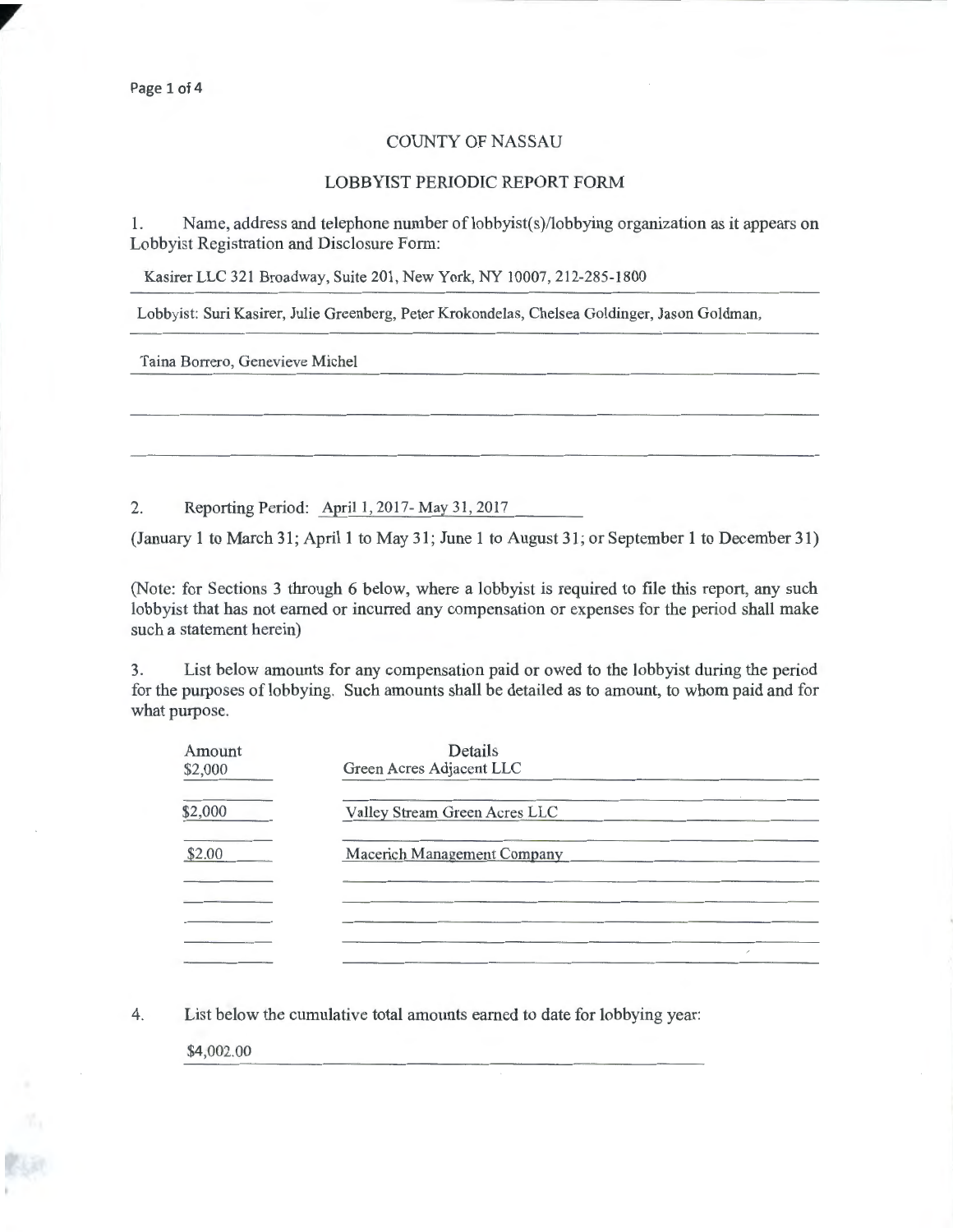# COUNTY OF NASSAU

## LOBBYIST PERIODIC REPORT FORM

1. Name, address and telephone number of lobbyist(s)/lobbying organization as it appears on Lobbyist Registration and Disclosure Form:

Kasirer LLC 321 Broadway, Suite 201, New York, NY 10007, 212-285-1800

Lobbyist: Suri Kasirer, Julie Greenberg, Peter Krokondelas, Chelsea Goldinger, Jason Goldman, Taina Borrero, Genevieve Michel

2. Reporting Period: April 1, 2017- May 31, 2017

(January 1 to March 31; April 1 to May 31; June 1 to August 31; or September 1 to December 31)

(Note: for Sections 3 through 6 below, where a lobbyist is required to file this report, any such lobbyist that has not earned or incurred any compensation or expenses for the period shall make such a statement herein)

3. List below amounts for any compensation paid or owed to the lobbyist during the period for the purposes of lobbying. Such amounts shall be detailed as to amount, to whom paid and for what purpose.

| Amount | Details |
|---|---|
| $2,000 | Green Acres Adjacent LLC |
| $2,000 | Valley Stream Green Acres LLC |
| $2.00 | Macerich Management Company |

4. List below the cumulative total amounts earned to date for lobbying year:

$4,002.00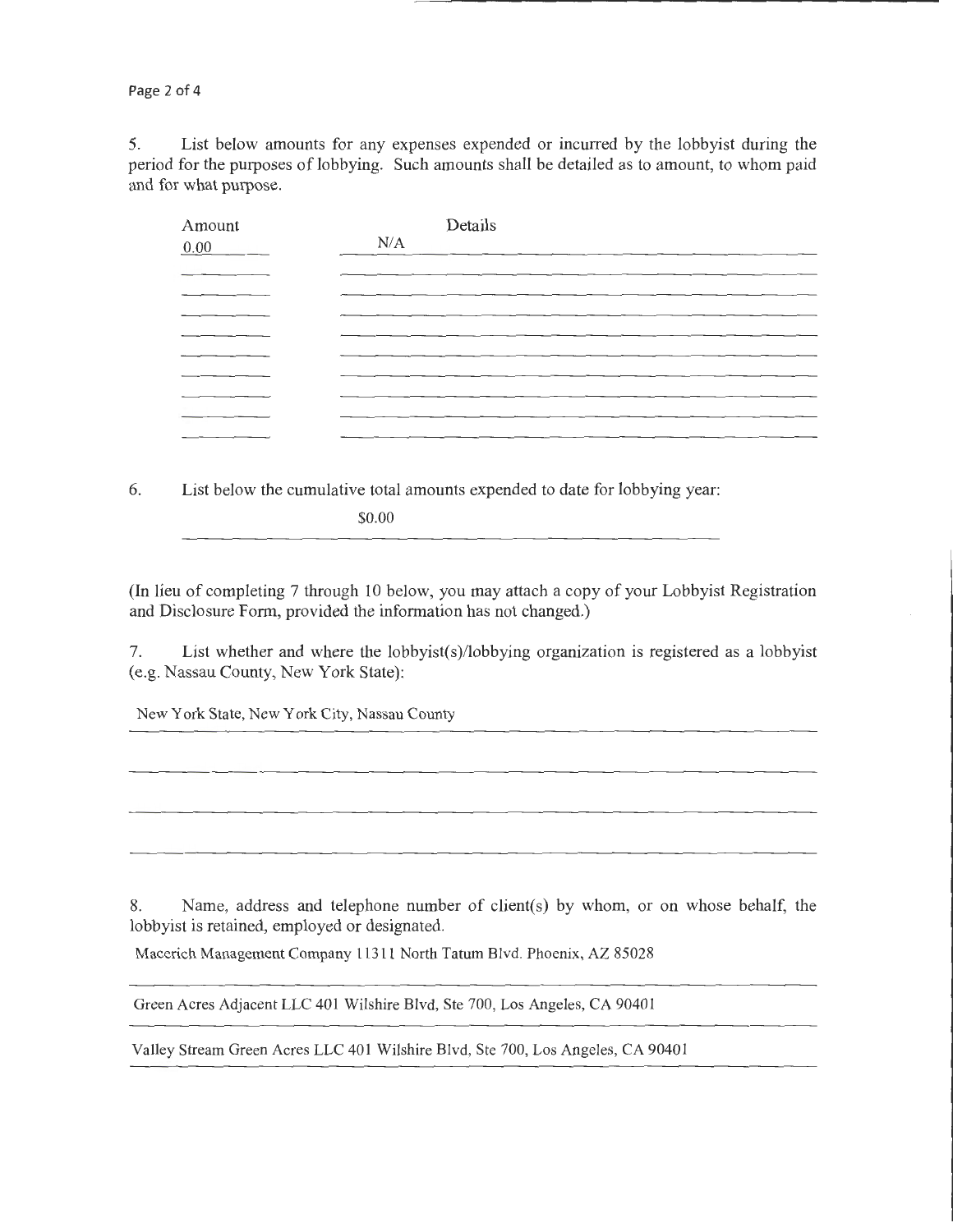5. List below amounts for any expenses expended or incurred by the lobbyist during the period for the purposes of lobbying. Such amounts shall be detailed as to amount, to whom paid and for what purpose.

| Amount | Details |
|---|---|
| 0.00 | N/A |

6. List below the cumulative total amounts expended to date for lobbying year:

$0.00

(In lieu of completing 7 through 10 below, you may attach a copy of your Lobbyist Registration and Disclosure Form, provided the information has not changed.)

7. List whether and where the lobbyist(s)/lobbying organization is registered as a lobbyist (e.g. Nassau County, New York State):

New York State, New York City, Nassau County

8. Name, address and telephone number of client(s) by whom, or on whose behalf, the lobbyist is retained, employed or designated.

Macerich Management Company 11311 North Tatum Blvd. Phoenix, AZ 85028

Green Acres Adjacent LLC 401 Wilshire Blvd, Ste 700, Los Angeles, CA 90401

Valley Stream Green Acres LLC 401 Wilshire Blvd, Ste 700, Los Angeles, CA 90401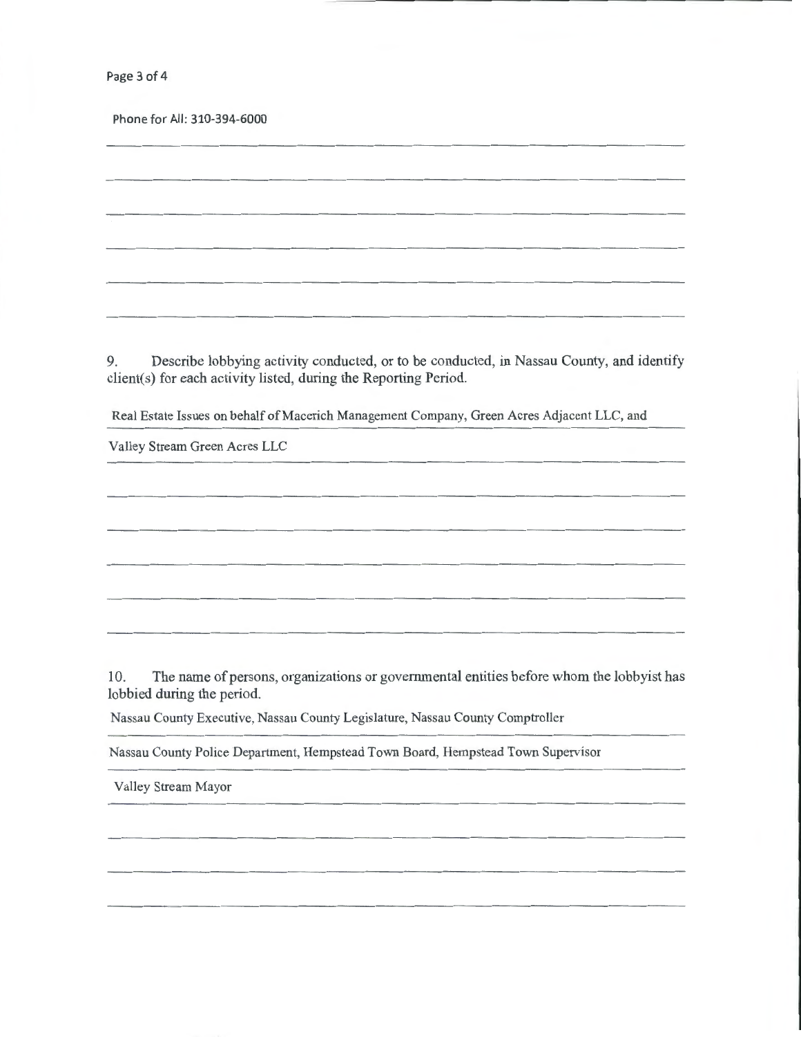Phone for All: 310-394-6000

9. Describe lobbying activity conducted, or to be conducted, in Nassau County, and identify client(s) for each activity listed, during the Reporting Period.

Real Estate Issues on behalf of Macerich Management Company, Green Acres Adjacent LLC, and

Valley Stream Green Acres LLC

10. The name of persons, organizations or governmental entities before whom the lobbyist has lobbied during the period.

Nassau County Executive, Nassau County Legislature, Nassau County Comptroller

Nassau County Police Department, Hempstead Town Board, Hempstead Town Supervisor

Valley Stream Mayor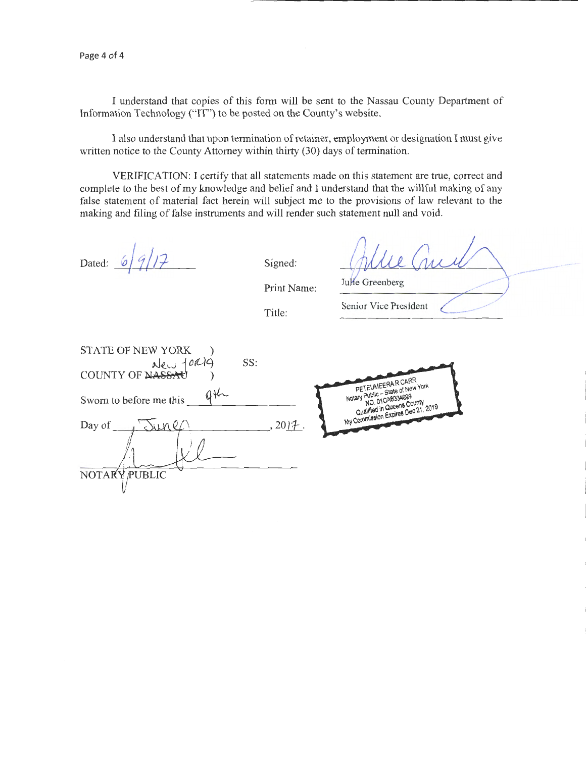I understand that copies of this form will be sent to the Nassau County Department of Information Technology ("IT") to be posted on the County's website.

I also understand that upon termination of retainer, employment or designation I must give written notice to the County Attorney within thirty (30) days of termination.

VERIFICATION: I certify that all statements made on this statement are true, correct and complete to the best of my knowledge and belief and I understand that the willful making of any false statement of material fact herein will subject me to the provisions of law relevant to the making and filing of false instruments and will render such statement null and void.

Dated: 6/9/17

Signed: 

Print Name: Julie Greenberg

Title: Senior Vice President

STATE OF NEW YORK )
SS:
COUNTY OF ~~NASSAU~~ New York )

Sworn to before me this 9th

Day of June, 2017.

NOTARY PUBLIC

PETEUMEERA R CARR
Notary Public – State of New York
NO. 01CA6334699
Qualified in Queens County
My Commission Expires Dec 21, 2019